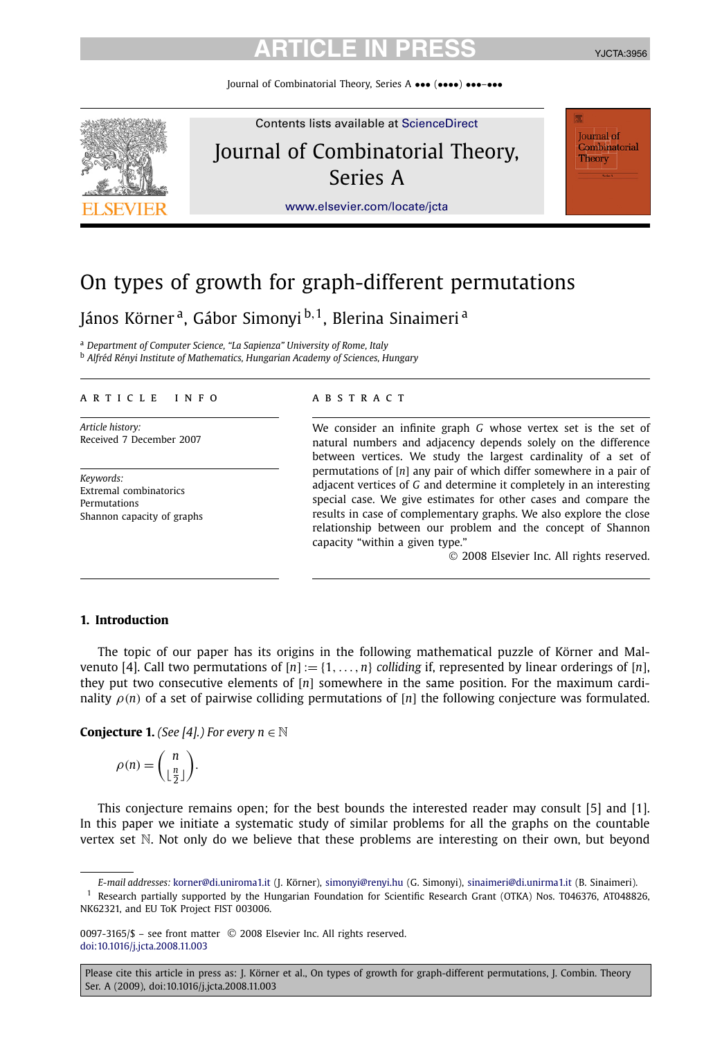# On types of growth for graph-different permutations

János Körner [a], Gábor Simonyi [b,1], Blerina Sinaimeri [a]

[a] *Department of Computer Science, "La Sapienza" University of Rome, Italy*
[b] *Alfréd Rényi Institute of Mathematics, Hungarian Academy of Sciences, Hungary*

**ARTICLE INFO**

*Article history:*
Received 7 December 2007

*Keywords:*
Extremal combinatorics
Permutations
Shannon capacity of graphs

**ABSTRACT**

We consider an infinite graph $G$ whose vertex set is the set of natural numbers and adjacency depends solely on the difference between vertices. We study the largest cardinality of a set of permutations of $[n]$ any pair of which differ somewhere in a pair of adjacent vertices of $G$ and determine it completely in an interesting special case. We give estimates for other cases and compare the results in case of complementary graphs. We also explore the close relationship between our problem and the concept of Shannon capacity "within a given type."

© 2008 Elsevier Inc. All rights reserved.

## 1. Introduction

The topic of our paper has its origins in the following mathematical puzzle of Körner and Malvenuto [4]. Call two permutations of $[n] := \{1, \ldots, n\}$ *colliding* if, represented by linear orderings of $[n]$, they put two consecutive elements of $[n]$ somewhere in the same position. For the maximum cardinality $\rho(n)$ of a set of pairwise colliding permutations of $[n]$ the following conjecture was formulated.

**Conjecture 1.** *(See [4].) For every $n \in \mathbb{N}$*

$$\rho(n) = \binom{n}{\lfloor \frac{n}{2} \rfloor}.$$

This conjecture remains open; for the best bounds the interested reader may consult [5] and [1]. In this paper we initiate a systematic study of similar problems for all the graphs on the countable vertex set $\mathbb{N}$. Not only do we believe that these problems are interesting on their own, but beyond

*E-mail addresses:* korner@di.uniroma1.it (J. Körner), simonyi@renyi.hu (G. Simonyi), sinaimeri@di.unirma1.it (B. Sinaimeri).

[1] Research partially supported by the Hungarian Foundation for Scientific Research Grant (OTKA) Nos. T046376, AT048826, NK62321, and EU ToK Project FIST 003006.

0097-3165/$ – see front matter © 2008 Elsevier Inc. All rights reserved.
doi:10.1016/j.jcta.2008.11.003

Please cite this article in press as: J. Körner et al., On types of growth for graph-different permutations, J. Combin. Theory Ser. A (2009), doi:10.1016/j.jcta.2008.11.003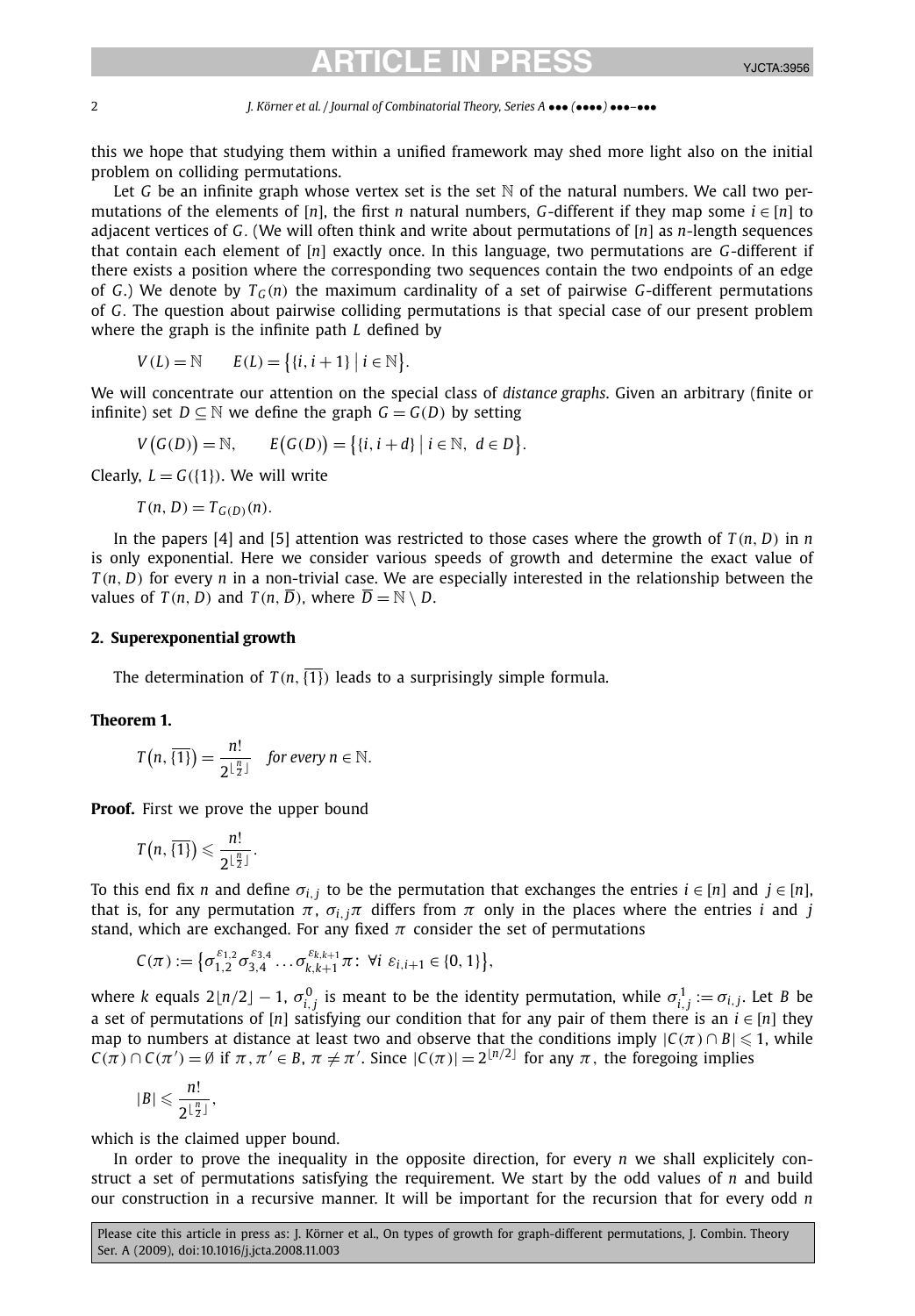this we hope that studying them within a unified framework may shed more light also on the initial problem on colliding permutations.

Let $G$ be an infinite graph whose vertex set is the set $\mathbb{N}$ of the natural numbers. We call two permutations of the elements of $[n]$, the first $n$ natural numbers, $G$-different if they map some $i \in [n]$ to adjacent vertices of $G$. (We will often think and write about permutations of $[n]$ as $n$-length sequences that contain each element of $[n]$ exactly once. In this language, two permutations are $G$-different if there exists a position where the corresponding two sequences contain the two endpoints of an edge of $G$.) We denote by $T_G(n)$ the maximum cardinality of a set of pairwise $G$-different permutations of $G$. The question about pairwise colliding permutations is that special case of our present problem where the graph is the infinite path $L$ defined by

$$V(L) = \mathbb{N} \qquad E(L) = \bigl\{\{i, i+1\} \bigm| i \in \mathbb{N}\bigr\}.$$

We will concentrate our attention on the special class of *distance graphs*. Given an arbitrary (finite or infinite) set $D \subseteq \mathbb{N}$ we define the graph $G = G(D)$ by setting

$$V\bigl(G(D)\bigr) = \mathbb{N}, \qquad E\bigl(G(D)\bigr) = \bigl\{\{i, i+d\} \bigm| i \in \mathbb{N},\ d \in D\bigr\}.$$

Clearly, $L = G(\{1\})$. We will write

$$T(n, D) = T_{G(D)}(n).$$

In the papers [4] and [5] attention was restricted to those cases where the growth of $T(n, D)$ in $n$ is only exponential. Here we consider various speeds of growth and determine the exact value of $T(n, D)$ for every $n$ in a non-trivial case. We are especially interested in the relationship between the values of $T(n, D)$ and $T(n, \overline{D})$, where $\overline{D} = \mathbb{N} \setminus D$.

## 2. Superexponential growth

The determination of $T(n, \overline{\{1\}})$ leads to a surprisingly simple formula.

**Theorem 1.**

$$T\bigl(n, \overline{\{1\}}\bigr) = \frac{n!}{2^{\lfloor \frac{n}{2} \rfloor}} \quad \textit{for every } n \in \mathbb{N}.$$

**Proof.** First we prove the upper bound

$$T\bigl(n, \overline{\{1\}}\bigr) \leqslant \frac{n!}{2^{\lfloor \frac{n}{2} \rfloor}}.$$

To this end fix $n$ and define $\sigma_{i,j}$ to be the permutation that exchanges the entries $i \in [n]$ and $j \in [n]$, that is, for any permutation $\pi$, $\sigma_{i,j}\pi$ differs from $\pi$ only in the places where the entries $i$ and $j$ stand, which are exchanged. For any fixed $\pi$ consider the set of permutations

$$C(\pi) := \bigl\{\sigma_{1,2}^{\varepsilon_{1,2}} \sigma_{3,4}^{\varepsilon_{3,4}} \ldots \sigma_{k,k+1}^{\varepsilon_{k,k+1}} \pi \colon\ \forall i\ \varepsilon_{i,i+1} \in \{0, 1\}\bigr\},$$

where $k$ equals $2\lfloor n/2 \rfloor - 1$, $\sigma_{i,j}^0$ is meant to be the identity permutation, while $\sigma_{i,j}^1 := \sigma_{i,j}$. Let $B$ be a set of permutations of $[n]$ satisfying our condition that for any pair of them there is an $i \in [n]$ they map to numbers at distance at least two and observe that the conditions imply $|C(\pi) \cap B| \leqslant 1$, while $C(\pi) \cap C(\pi') = \emptyset$ if $\pi, \pi' \in B$, $\pi \neq \pi'$. Since $|C(\pi)| = 2^{\lfloor n/2 \rfloor}$ for any $\pi$, the foregoing implies

$$|B| \leqslant \frac{n!}{2^{\lfloor \frac{n}{2} \rfloor}},$$

which is the claimed upper bound.

In order to prove the inequality in the opposite direction, for every $n$ we shall explicitely construct a set of permutations satisfying the requirement. We start by the odd values of $n$ and build our construction in a recursive manner. It will be important for the recursion that for every odd $n$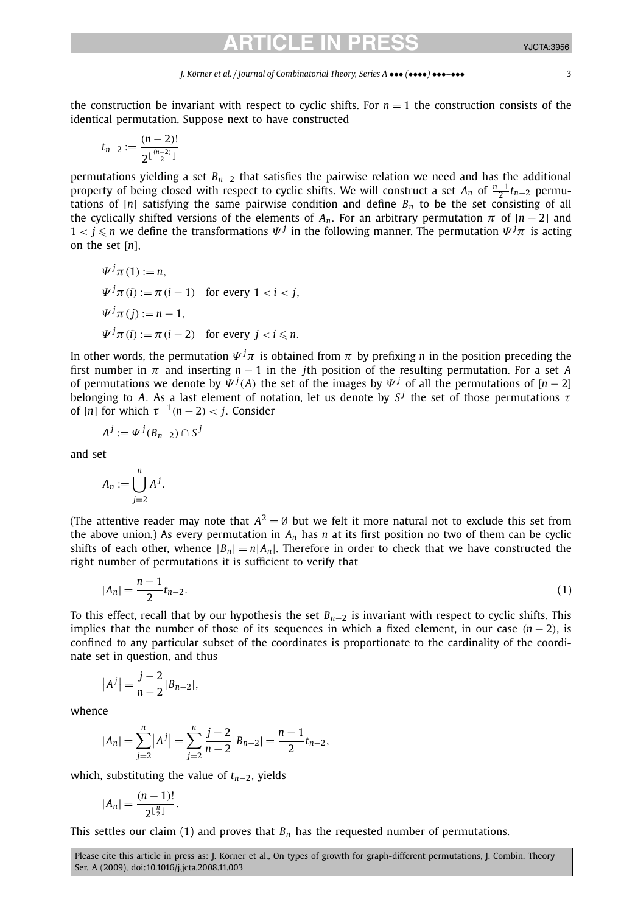the construction be invariant with respect to cyclic shifts. For $n = 1$ the construction consists of the identical permutation. Suppose next to have constructed

$$t_{n-2} := \frac{(n-2)!}{2^{\lfloor \frac{(n-2)}{2} \rfloor}}$$

permutations yielding a set $B_{n-2}$ that satisfies the pairwise relation we need and has the additional property of being closed with respect to cyclic shifts. We will construct a set $A_n$ of $\frac{n-1}{2} t_{n-2}$ permutations of $[n]$ satisfying the same pairwise condition and define $B_n$ to be the set consisting of all the cyclically shifted versions of the elements of $A_n$. For an arbitrary permutation $\pi$ of $[n-2]$ and $1 < j \leqslant n$ we define the transformations $\Psi^j$ in the following manner. The permutation $\Psi^j \pi$ is acting on the set $[n]$,

$$\Psi^j \pi(1) := n,$$

$$\Psi^j \pi(i) := \pi(i-1) \quad \text{for every } 1 < i < j,$$

$$\Psi^j \pi(j) := n-1,$$

$$\Psi^j \pi(i) := \pi(i-2) \quad \text{for every } j < i \leqslant n.$$

In other words, the permutation $\Psi^j \pi$ is obtained from $\pi$ by prefixing $n$ in the position preceding the first number in $\pi$ and inserting $n-1$ in the $j$th position of the resulting permutation. For a set $A$ of permutations we denote by $\Psi^j(A)$ the set of the images by $\Psi^j$ of all the permutations of $[n-2]$ belonging to $A$. As a last element of notation, let us denote by $S^j$ the set of those permutations $\tau$ of $[n]$ for which $\tau^{-1}(n-2) < j$. Consider

$$A^j := \Psi^j(B_{n-2}) \cap S^j$$

and set

$$A_n := \bigcup_{j=2}^{n} A^j.$$

(The attentive reader may note that $A^2 = \emptyset$ but we felt it more natural not to exclude this set from the above union.) As every permutation in $A_n$ has $n$ at its first position no two of them can be cyclic shifts of each other, whence $|B_n| = n|A_n|$. Therefore in order to check that we have constructed the right number of permutations it is sufficient to verify that

$$|A_n| = \frac{n-1}{2} t_{n-2}. \tag{1}$$

To this effect, recall that by our hypothesis the set $B_{n-2}$ is invariant with respect to cyclic shifts. This implies that the number of those of its sequences in which a fixed element, in our case $(n-2)$, is confined to any particular subset of the coordinates is proportionate to the cardinality of the coordinate set in question, and thus

$$|A^j| = \frac{j-2}{n-2} |B_{n-2}|,$$

whence

$$|A_n| = \sum_{j=2}^{n} |A^j| = \sum_{j=2}^{n} \frac{j-2}{n-2} |B_{n-2}| = \frac{n-1}{2} t_{n-2},$$

which, substituting the value of $t_{n-2}$, yields

$$|A_n| = \frac{(n-1)!}{2^{\lfloor \frac{n}{2} \rfloor}}.$$

This settles our claim (1) and proves that $B_n$ has the requested number of permutations.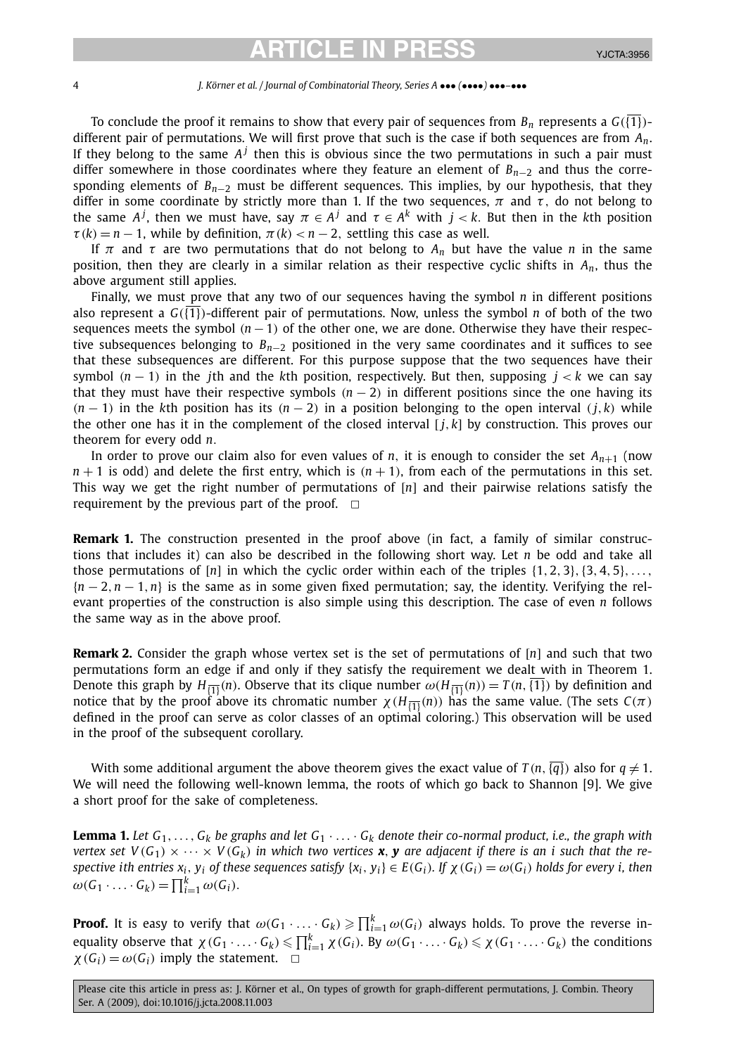To conclude the proof it remains to show that every pair of sequences from $B_n$ represents a $G(\overline{\{1\}})$-different pair of permutations. We will first prove that such is the case if both sequences are from $A_n$. If they belong to the same $A^j$ then this is obvious since the two permutations in such a pair must differ somewhere in those coordinates where they feature an element of $B_{n-2}$ and thus the corresponding elements of $B_{n-2}$ must be different sequences. This implies, by our hypothesis, that they differ in some coordinate by strictly more than 1. If the two sequences, $\pi$ and $\tau$, do not belong to the same $A^j$, then we must have, say $\pi \in A^j$ and $\tau \in A^k$ with $j < k$. But then in the $k$th position $\tau(k) = n - 1$, while by definition, $\pi(k) < n - 2$, settling this case as well.

If $\pi$ and $\tau$ are two permutations that do not belong to $A_n$ but have the value $n$ in the same position, then they are clearly in a similar relation as their respective cyclic shifts in $A_n$, thus the above argument still applies.

Finally, we must prove that any two of our sequences having the symbol $n$ in different positions also represent a $G(\overline{\{1\}})$-different pair of permutations. Now, unless the symbol $n$ of both of the two sequences meets the symbol $(n-1)$ of the other one, we are done. Otherwise they have their respective subsequences belonging to $B_{n-2}$ positioned in the very same coordinates and it suffices to see that these subsequences are different. For this purpose suppose that the two sequences have their symbol $(n-1)$ in the $j$th and the $k$th position, respectively. But then, supposing $j < k$ we can say that they must have their respective symbols $(n-2)$ in different positions since the one having its $(n-1)$ in the $k$th position has its $(n-2)$ in a position belonging to the open interval $(j, k)$ while the other one has it in the complement of the closed interval $[j, k]$ by construction. This proves our theorem for every odd $n$.

In order to prove our claim also for even values of $n$, it is enough to consider the set $A_{n+1}$ (now $n+1$ is odd) and delete the first entry, which is $(n+1)$, from each of the permutations in this set. This way we get the right number of permutations of $[n]$ and their pairwise relations satisfy the requirement by the previous part of the proof. $\square$

**Remark 1.** The construction presented in the proof above (in fact, a family of similar constructions that includes it) can also be described in the following short way. Let $n$ be odd and take all those permutations of $[n]$ in which the cyclic order within each of the triples $\{1, 2, 3\}, \{3, 4, 5\}, \ldots, \{n-2, n-1, n\}$ is the same as in some given fixed permutation; say, the identity. Verifying the relevant properties of the construction is also simple using this description. The case of even $n$ follows the same way as in the above proof.

**Remark 2.** Consider the graph whose vertex set is the set of permutations of $[n]$ and such that two permutations form an edge if and only if they satisfy the requirement we dealt with in Theorem 1. Denote this graph by $H_{\overline{\{1\}}}(n)$. Observe that its clique number $\omega(H_{\overline{\{1\}}}(n)) = T(n, \overline{\{1\}})$ by definition and notice that by the proof above its chromatic number $\chi(H_{\overline{\{1\}}}(n))$ has the same value. (The sets $C(\pi)$ defined in the proof can serve as color classes of an optimal coloring.) This observation will be used in the proof of the subsequent corollary.

With some additional argument the above theorem gives the exact value of $T(n, \overline{\{q\}})$ also for $q \neq 1$. We will need the following well-known lemma, the roots of which go back to Shannon [9]. We give a short proof for the sake of completeness.

**Lemma 1.** *Let $G_1, \ldots, G_k$ be graphs and let $G_1 \cdot \ldots \cdot G_k$ denote their co-normal product, i.e., the graph with vertex set $V(G_1) \times \cdots \times V(G_k)$ in which two vertices $\boldsymbol{x}$, $\boldsymbol{y}$ are adjacent if there is an $i$ such that the respective $i$th entries $x_i, y_i$ of these sequences satisfy $\{x_i, y_i\} \in E(G_i)$. If $\chi(G_i) = \omega(G_i)$ holds for every $i$, then $\omega(G_1 \cdot \ldots \cdot G_k) = \prod_{i=1}^{k} \omega(G_i)$.*

**Proof.** It is easy to verify that $\omega(G_1 \cdot \ldots \cdot G_k) \geqslant \prod_{i=1}^{k} \omega(G_i)$ always holds. To prove the reverse inequality observe that $\chi(G_1 \cdot \ldots \cdot G_k) \leqslant \prod_{i=1}^{k} \chi(G_i)$. By $\omega(G_1 \cdot \ldots \cdot G_k) \leqslant \chi(G_1 \cdot \ldots \cdot G_k)$ the conditions $\chi(G_i) = \omega(G_i)$ imply the statement. $\square$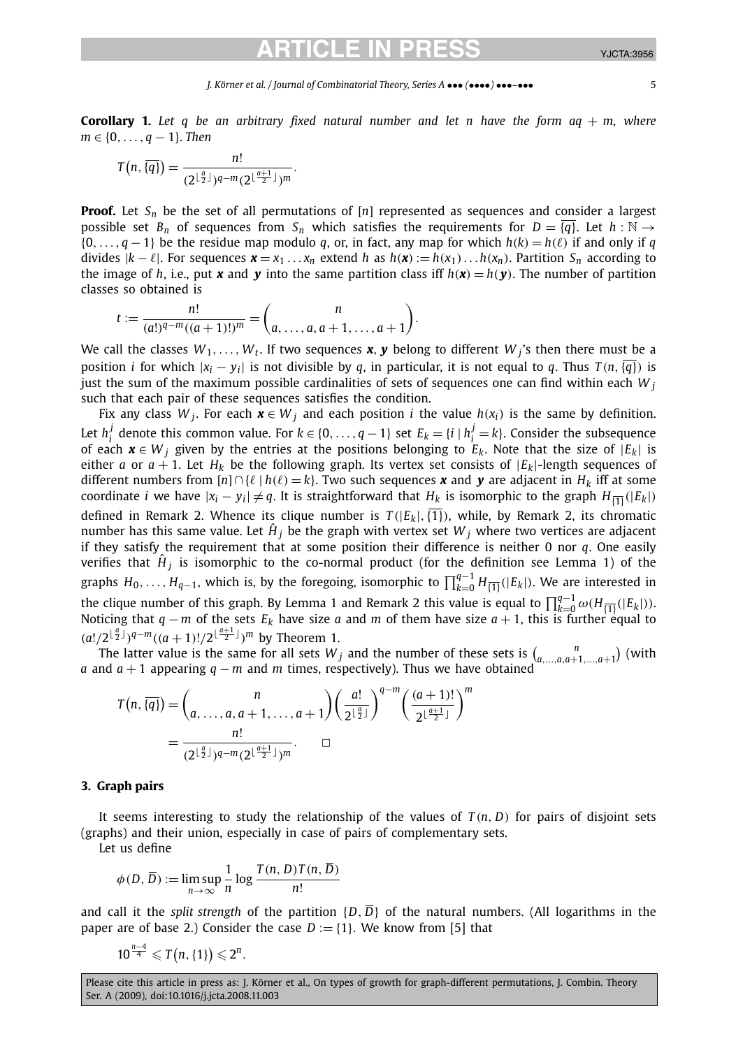**Corollary 1.** *Let $q$ be an arbitrary fixed natural number and let $n$ have the form $aq+m$, where $m \in \{0,\dots,q-1\}$. Then*

$$T\big(n, \overline{\{q\}}\big) = \frac{n!}{(2^{\lfloor \frac{a}{2} \rfloor})^{q-m}(2^{\lfloor \frac{a+1}{2} \rfloor})^m}.$$

**Proof.** Let $S_n$ be the set of all permutations of $[n]$ represented as sequences and consider a largest possible set $B_n$ of sequences from $S_n$ which satisfies the requirements for $D = \overline{\{q\}}$. Let $h : \mathbb{N} \to \{0,\dots,q-1\}$ be the residue map modulo $q$, or, in fact, any map for which $h(k) = h(\ell)$ if and only if $q$ divides $|k-\ell|$. For sequences $\boldsymbol{x} = x_1 \dots x_n$ extend $h$ as $h(\boldsymbol{x}) := h(x_1)\dots h(x_n)$. Partition $S_n$ according to the image of $h$, i.e., put $\boldsymbol{x}$ and $\boldsymbol{y}$ into the same partition class iff $h(\boldsymbol{x}) = h(\boldsymbol{y})$. The number of partition classes so obtained is

$$t := \frac{n!}{(a!)^{q-m}((a+1)!)^m} = \binom{n}{a,\dots,a,a+1,\dots,a+1}.$$

We call the classes $W_1,\dots,W_t$. If two sequences $\boldsymbol{x}, \boldsymbol{y}$ belong to different $W_j$'s then there must be a position $i$ for which $|x_i - y_i|$ is not divisible by $q$, in particular, it is not equal to $q$. Thus $T(n, \overline{\{q\}})$ is just the sum of the maximum possible cardinalities of sets of sequences one can find within each $W_j$ such that each pair of these sequences satisfies the condition.

Fix any class $W_j$. For each $\boldsymbol{x} \in W_j$ and each position $i$ the value $h(x_i)$ is the same by definition. Let $h_i^j$ denote this common value. For $k \in \{0,\dots,q-1\}$ set $E_k = \{i \mid h_i^j = k\}$. Consider the subsequence of each $\boldsymbol{x} \in W_j$ given by the entries at the positions belonging to $E_k$. Note that the size of $|E_k|$ is either $a$ or $a+1$. Let $H_k$ be the following graph. Its vertex set consists of $|E_k|$-length sequences of different numbers from $[n] \cap \{\ell \mid h(\ell) = k\}$. Two such sequences $\boldsymbol{x}$ and $\boldsymbol{y}$ are adjacent in $H_k$ iff at some coordinate $i$ we have $|x_i - y_i| \neq q$. It is straightforward that $H_k$ is isomorphic to the graph $H_{\overline{\{1\}}}(|E_k|)$ defined in Remark 2. Whence its clique number is $T(|E_k|, \overline{\{1\}})$, while, by Remark 2, its chromatic number has this same value. Let $\hat{H}_j$ be the graph with vertex set $W_j$ where two vertices are adjacent if they satisfy the requirement that at some position their difference is neither 0 nor $q$. One easily verifies that $\hat{H}_j$ is isomorphic to the co-normal product (for the definition see Lemma 1) of the graphs $H_0,\dots,H_{q-1}$, which is, by the foregoing, isomorphic to $\prod_{k=0}^{q-1} H_{\overline{\{1\}}}(|E_k|)$. We are interested in the clique number of this graph. By Lemma 1 and Remark 2 this value is equal to $\prod_{k=0}^{q-1} \omega(H_{\overline{\{1\}}}(|E_k|))$. Noticing that $q-m$ of the sets $E_k$ have size $a$ and $m$ of them have size $a+1$, this is further equal to $(a!/2^{\lfloor \frac{a}{2} \rfloor})^{q-m}((a+1)!/2^{\lfloor \frac{a+1}{2} \rfloor})^m$ by Theorem 1.

The latter value is the same for all sets $W_j$ and the number of these sets is $\binom{n}{a,\dots,a,a+1,\dots,a+1}$ (with $a$ and $a+1$ appearing $q-m$ and $m$ times, respectively). Thus we have obtained

$$\begin{aligned} T\big(n, \overline{\{q\}}\big) &= \binom{n}{a,\dots,a,a+1,\dots,a+1} \left(\frac{a!}{2^{\lfloor \frac{a}{2} \rfloor}}\right)^{q-m} \left(\frac{(a+1)!}{2^{\lfloor \frac{a+1}{2} \rfloor}}\right)^m \\ &= \frac{n!}{(2^{\lfloor \frac{a}{2} \rfloor})^{q-m}(2^{\lfloor \frac{a+1}{2} \rfloor})^m}. \qquad \square \end{aligned}$$

## 3. Graph pairs

It seems interesting to study the relationship of the values of $T(n, D)$ for pairs of disjoint sets (graphs) and their union, especially in case of pairs of complementary sets.

Let us define

$$\phi(D, \overline{D}) := \limsup_{n \to \infty} \frac{1}{n} \log \frac{T(n, D) T(n, \overline{D})}{n!}$$

and call it the *split strength* of the partition $\{D, \overline{D}\}$ of the natural numbers. (All logarithms in the paper are of base 2.) Consider the case $D := \{1\}$. We know from [5] that

$$10^{\frac{n-4}{4}} \leqslant T\big(n, \{1\}\big) \leqslant 2^n.$$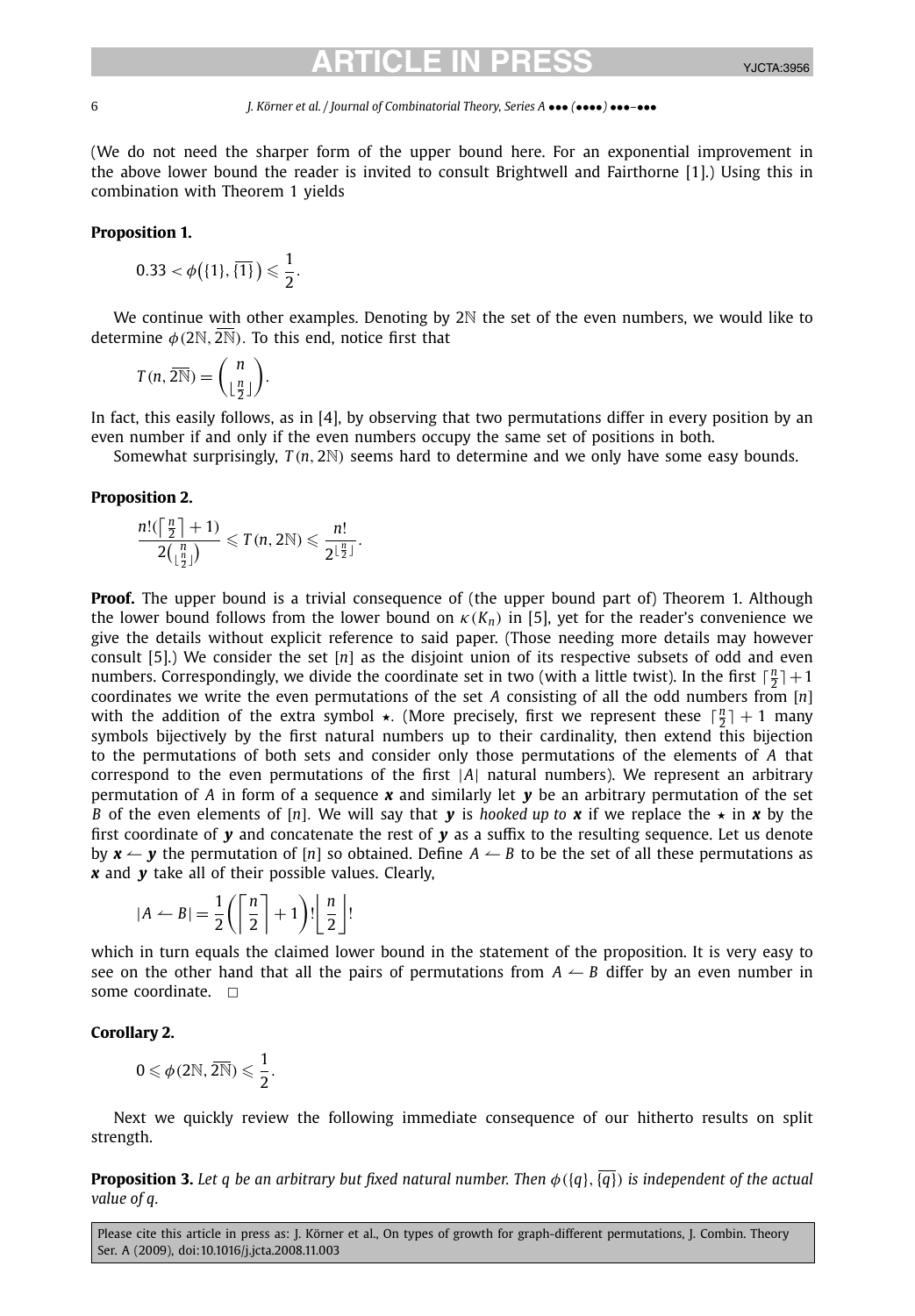(We do not need the sharper form of the upper bound here. For an exponential improvement in the above lower bound the reader is invited to consult Brightwell and Fairthorne [1].) Using this in combination with Theorem 1 yields

**Proposition 1.**

$$0.33 < \phi(\{1\}, \overline{\{1\}}) \leqslant \frac{1}{2}.$$

We continue with other examples. Denoting by $2\mathbb{N}$ the set of the even numbers, we would like to determine $\phi(2\mathbb{N}, \overline{2\mathbb{N}})$. To this end, notice first that

$$T(n, \overline{2\mathbb{N}}) = \binom{n}{\lfloor \frac{n}{2} \rfloor}.$$

In fact, this easily follows, as in [4], by observing that two permutations differ in every position by an even number if and only if the even numbers occupy the same set of positions in both.

Somewhat surprisingly, $T(n, 2\mathbb{N})$ seems hard to determine and we only have some easy bounds.

**Proposition 2.**

$$\frac{n!(\lceil \frac{n}{2} \rceil + 1)}{2\binom{n}{\lfloor \frac{n}{2} \rfloor}} \leqslant T(n, 2\mathbb{N}) \leqslant \frac{n!}{2^{\lfloor \frac{n}{2} \rfloor}}.$$

**Proof.** The upper bound is a trivial consequence of (the upper bound part of) Theorem 1. Although the lower bound follows from the lower bound on $\kappa(K_n)$ in [5], yet for the reader's convenience we give the details without explicit reference to said paper. (Those needing more details may however consult [5].) We consider the set $[n]$ as the disjoint union of its respective subsets of odd and even numbers. Correspondingly, we divide the coordinate set in two (with a little twist). In the first $\lceil \frac{n}{2} \rceil + 1$ coordinates we write the even permutations of the set $A$ consisting of all the odd numbers from $[n]$ with the addition of the extra symbol $\star$. (More precisely, first we represent these $\lceil \frac{n}{2} \rceil + 1$ many symbols bijectively by the first natural numbers up to their cardinality, then extend this bijection to the permutations of both sets and consider only those permutations of the elements of $A$ that correspond to the even permutations of the first $|A|$ natural numbers). We represent an arbitrary permutation of $A$ in form of a sequence $\boldsymbol{x}$ and similarly let $\boldsymbol{y}$ be an arbitrary permutation of the set $B$ of the even elements of $[n]$. We will say that $\boldsymbol{y}$ is *hooked up to* $\boldsymbol{x}$ if we replace the $\star$ in $\boldsymbol{x}$ by the first coordinate of $\boldsymbol{y}$ and concatenate the rest of $\boldsymbol{y}$ as a suffix to the resulting sequence. Let us denote by $\boldsymbol{x} \leftharpoondown \boldsymbol{y}$ the permutation of $[n]$ so obtained. Define $A \leftharpoondown B$ to be the set of all these permutations as $\boldsymbol{x}$ and $\boldsymbol{y}$ take all of their possible values. Clearly,

$$|A \leftharpoondown B| = \frac{1}{2}\left(\left\lceil \frac{n}{2} \right\rceil + 1\right)! \left\lfloor \frac{n}{2} \right\rfloor !$$

which in turn equals the claimed lower bound in the statement of the proposition. It is very easy to see on the other hand that all the pairs of permutations from $A \leftharpoondown B$ differ by an even number in some coordinate. $\square$

**Corollary 2.**

$$0 \leqslant \phi(2\mathbb{N}, \overline{2\mathbb{N}}) \leqslant \frac{1}{2}.$$

Next we quickly review the following immediate consequence of our hitherto results on split strength.

**Proposition 3.** *Let $q$ be an arbitrary but fixed natural number. Then $\phi(\{q\}, \overline{\{q\}})$ is independent of the actual value of $q$.*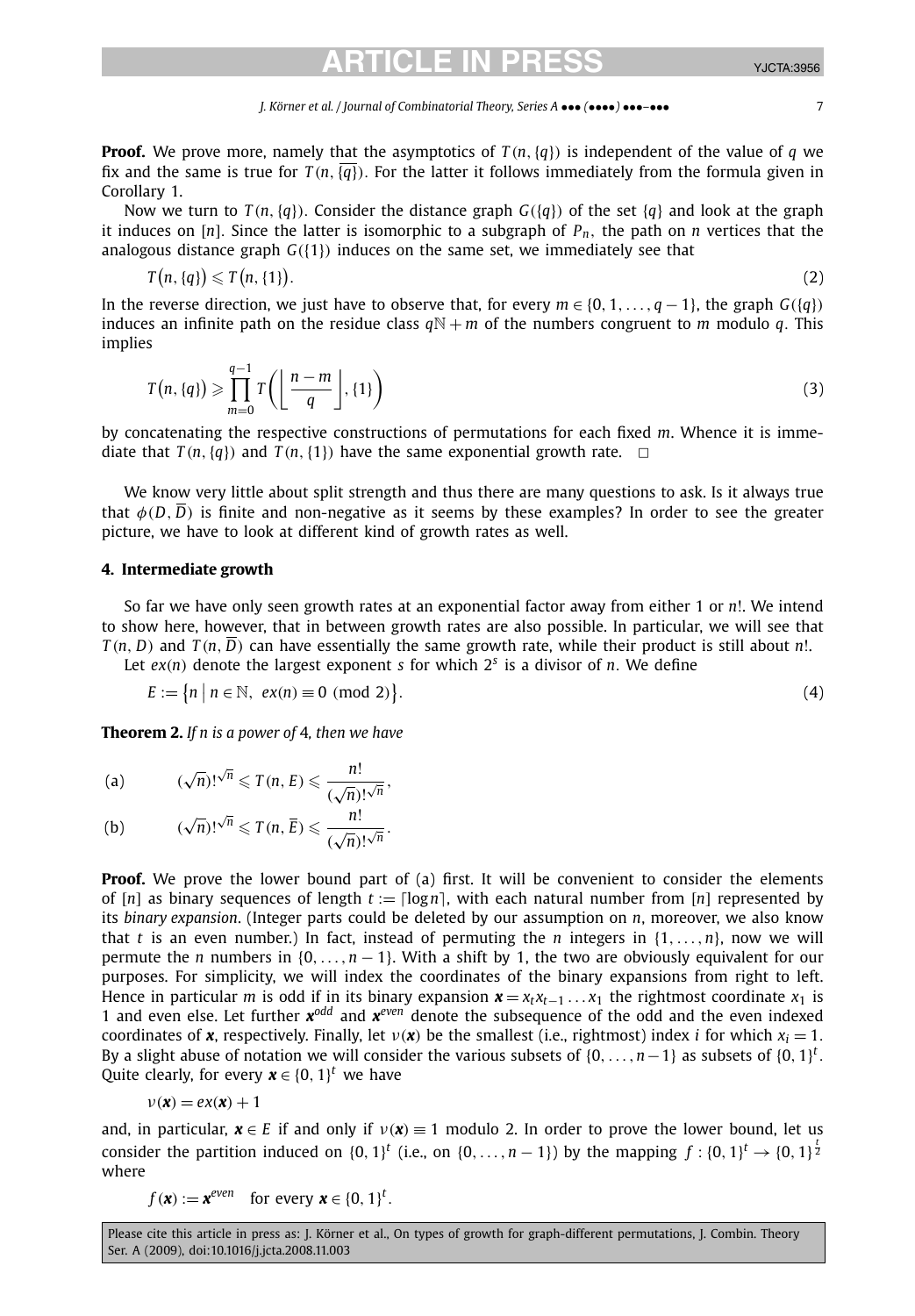**Proof.** We prove more, namely that the asymptotics of $T(n,\{q\})$ is independent of the value of $q$ we fix and the same is true for $T(n,\overline{\{q\}})$. For the latter it follows immediately from the formula given in Corollary 1.

Now we turn to $T(n,\{q\})$. Consider the distance graph $G(\{q\})$ of the set $\{q\}$ and look at the graph it induces on $[n]$. Since the latter is isomorphic to a subgraph of $P_n$, the path on $n$ vertices that the analogous distance graph $G(\{1\})$ induces on the same set, we immediately see that

$$T\big(n,\{q\}\big) \leqslant T\big(n,\{1\}\big). \tag{2}$$

In the reverse direction, we just have to observe that, for every $m \in \{0,1,\ldots,q-1\}$, the graph $G(\{q\})$ induces an infinite path on the residue class $q\mathbb{N}+m$ of the numbers congruent to $m$ modulo $q$. This implies

$$T\big(n,\{q\}\big) \geqslant \prod_{m=0}^{q-1} T\left(\left\lfloor \frac{n-m}{q} \right\rfloor, \{1\}\right) \tag{3}$$

by concatenating the respective constructions of permutations for each fixed $m$. Whence it is immediate that $T(n,\{q\})$ and $T(n,\{1\})$ have the same exponential growth rate. $\square$

We know very little about split strength and thus there are many questions to ask. Is it always true that $\phi(D,\overline{D})$ is finite and non-negative as it seems by these examples? In order to see the greater picture, we have to look at different kind of growth rates as well.

## 4. Intermediate growth

So far we have only seen growth rates at an exponential factor away from either 1 or $n!$. We intend to show here, however, that in between growth rates are also possible. In particular, we will see that $T(n,D)$ and $T(n,\overline{D})$ can have essentially the same growth rate, while their product is still about $n!$.

Let $ex(n)$ denote the largest exponent $s$ for which $2^s$ is a divisor of $n$. We define

$$E := \big\{n \mid n \in \mathbb{N},\ ex(n) \equiv 0 \ (\mathrm{mod}\ 2)\big\}. \tag{4}$$

**Theorem 2.** *If $n$ is a power of 4, then we have*

$$\text{(a)} \qquad (\sqrt{n})!^{\sqrt{n}} \leqslant T(n,E) \leqslant \frac{n!}{(\sqrt{n})!^{\sqrt{n}}},$$

$$\text{(b)} \qquad (\sqrt{n})!^{\sqrt{n}} \leqslant T(n,\overline{E}) \leqslant \frac{n!}{(\sqrt{n})!^{\sqrt{n}}}.$$

**Proof.** We prove the lower bound part of (a) first. It will be convenient to consider the elements of $[n]$ as binary sequences of length $t := \lceil \log n \rceil$, with each natural number from $[n]$ represented by its *binary expansion*. (Integer parts could be deleted by our assumption on $n$, moreover, we also know that $t$ is an even number.) In fact, instead of permuting the $n$ integers in $\{1,\ldots,n\}$, now we will permute the $n$ numbers in $\{0,\ldots,n-1\}$. With a shift by 1, the two are obviously equivalent for our purposes. For simplicity, we will index the coordinates of the binary expansions from right to left. Hence in particular $m$ is odd if in its binary expansion $\boldsymbol{x} = x_t x_{t-1}\ldots x_1$ the rightmost coordinate $x_1$ is 1 and even else. Let further $\boldsymbol{x}^{odd}$ and $\boldsymbol{x}^{even}$ denote the subsequence of the odd and the even indexed coordinates of $\boldsymbol{x}$, respectively. Finally, let $\nu(\boldsymbol{x})$ be the smallest (i.e., rightmost) index $i$ for which $x_i = 1$. By a slight abuse of notation we will consider the various subsets of $\{0,\ldots,n-1\}$ as subsets of $\{0,1\}^t$. Quite clearly, for every $\boldsymbol{x} \in \{0,1\}^t$ we have

$$\nu(\boldsymbol{x}) = ex(\boldsymbol{x}) + 1$$

and, in particular, $\boldsymbol{x} \in E$ if and only if $\nu(\boldsymbol{x}) \equiv 1$ modulo 2. In order to prove the lower bound, let us consider the partition induced on $\{0,1\}^t$ (i.e., on $\{0,\ldots,n-1\}$) by the mapping $f : \{0,1\}^t \to \{0,1\}^{\frac{t}{2}}$ where

$$f(\boldsymbol{x}) := \boldsymbol{x}^{even} \quad \text{for every } \boldsymbol{x} \in \{0,1\}^t.$$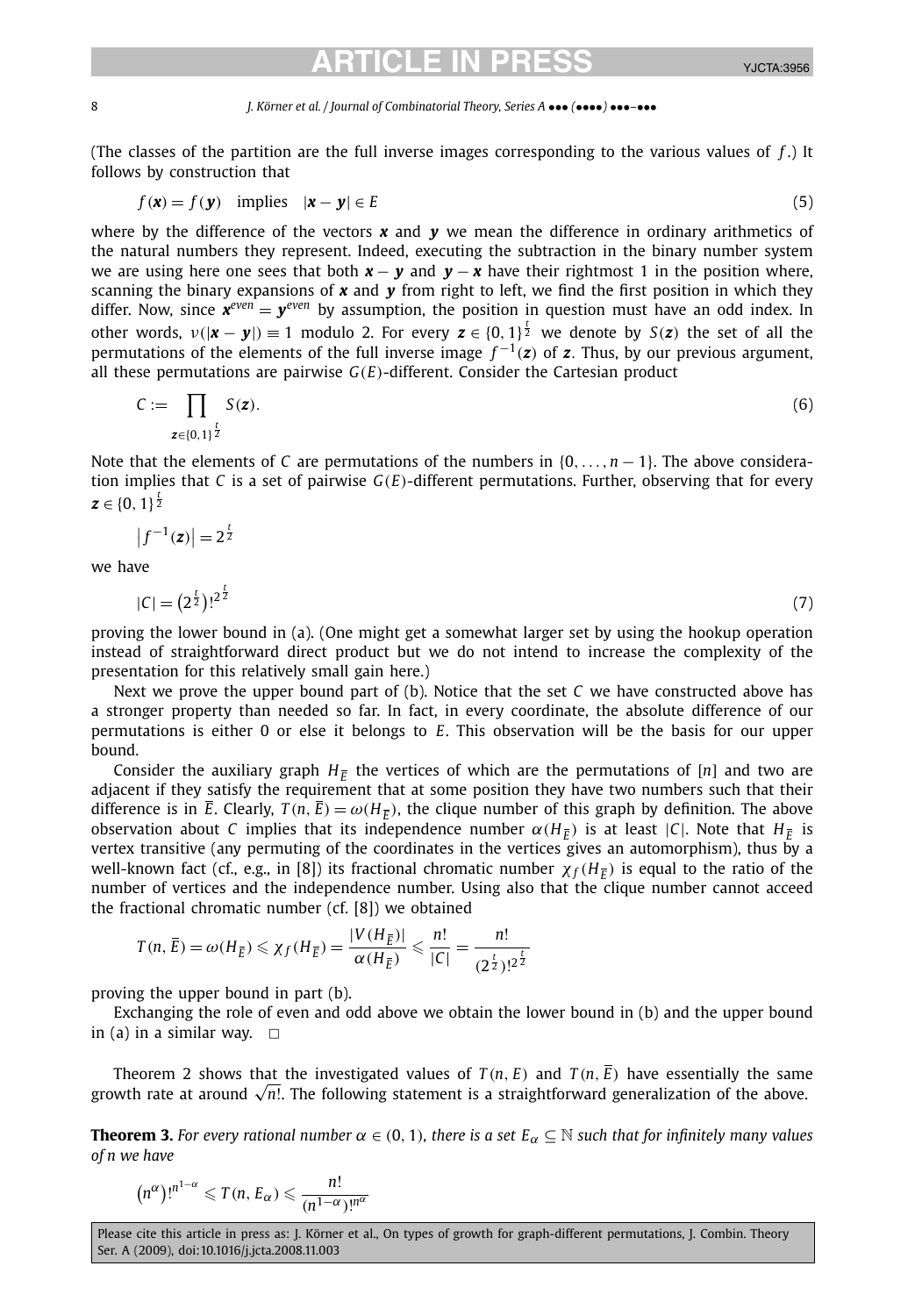(The classes of the partition are the full inverse images corresponding to the various values of $f$.) It follows by construction that

$$f(\boldsymbol{x}) = f(\boldsymbol{y}) \quad \text{implies} \quad |\boldsymbol{x} - \boldsymbol{y}| \in E \tag{5}$$

where by the difference of the vectors $\boldsymbol{x}$ and $\boldsymbol{y}$ we mean the difference in ordinary arithmetics of the natural numbers they represent. Indeed, executing the subtraction in the binary number system we are using here one sees that both $\boldsymbol{x} - \boldsymbol{y}$ and $\boldsymbol{y} - \boldsymbol{x}$ have their rightmost 1 in the position where, scanning the binary expansions of $\boldsymbol{x}$ and $\boldsymbol{y}$ from right to left, we find the first position in which they differ. Now, since $\boldsymbol{x}^{even} = \boldsymbol{y}^{even}$ by assumption, the position in question must have an odd index. In other words, $\nu(|\boldsymbol{x} - \boldsymbol{y}|) \equiv 1$ modulo 2. For every $\boldsymbol{z} \in \{0,1\}^{\frac{t}{2}}$ we denote by $S(\boldsymbol{z})$ the set of all the permutations of the elements of the full inverse image $f^{-1}(\boldsymbol{z})$ of $\boldsymbol{z}$. Thus, by our previous argument, all these permutations are pairwise $G(E)$-different. Consider the Cartesian product

$$C := \prod_{\boldsymbol{z} \in \{0,1\}^{\frac{t}{2}}} S(\boldsymbol{z}). \tag{6}$$

Note that the elements of $C$ are permutations of the numbers in $\{0, \dots, n-1\}$. The above consideration implies that $C$ is a set of pairwise $G(E)$-different permutations. Further, observing that for every $\boldsymbol{z} \in \{0,1\}^{\frac{t}{2}}$

$$\left|f^{-1}(\boldsymbol{z})\right| = 2^{\frac{t}{2}}$$

we have

$$|C| = \left(2^{\frac{t}{2}}\right)!^{2^{\frac{t}{2}}} \tag{7}$$

proving the lower bound in (a). (One might get a somewhat larger set by using the hookup operation instead of straightforward direct product but we do not intend to increase the complexity of the presentation for this relatively small gain here.)

Next we prove the upper bound part of (b). Notice that the set $C$ we have constructed above has a stronger property than needed so far. In fact, in every coordinate, the absolute difference of our permutations is either 0 or else it belongs to $E$. This observation will be the basis for our upper bound.

Consider the auxiliary graph $H_{\overline{E}}$ the vertices of which are the permutations of $[n]$ and two are adjacent if they satisfy the requirement that at some position they have two numbers such that their difference is in $\overline{E}$. Clearly, $T(n, \overline{E}) = \omega(H_{\overline{E}})$, the clique number of this graph by definition. The above observation about $C$ implies that its independence number $\alpha(H_{\overline{E}})$ is at least $|C|$. Note that $H_{\overline{E}}$ is vertex transitive (any permuting of the coordinates in the vertices gives an automorphism), thus by a well-known fact (cf., e.g., in [8]) its fractional chromatic number $\chi_f(H_{\overline{E}})$ is equal to the ratio of the number of vertices and the independence number. Using also that the clique number cannot acceed the fractional chromatic number (cf. [8]) we obtained

$$T(n, \overline{E}) = \omega(H_{\overline{E}}) \leqslant \chi_f(H_{\overline{E}}) = \frac{|V(H_{\overline{E}})|}{\alpha(H_{\overline{E}})} \leqslant \frac{n!}{|C|} = \frac{n!}{(2^{\frac{t}{2}})!^{2^{\frac{t}{2}}}}$$

proving the upper bound in part (b).

Exchanging the role of even and odd above we obtain the lower bound in (b) and the upper bound in (a) in a similar way. $\square$

Theorem 2 shows that the investigated values of $T(n, E)$ and $T(n, \overline{E})$ have essentially the same growth rate at around $\sqrt{n!}$. The following statement is a straightforward generalization of the above.

**Theorem 3.** *For every rational number $\alpha \in (0,1)$, there is a set $E_\alpha \subseteq \mathbb{N}$ such that for infinitely many values of $n$ we have*

$$\left(n^{\alpha}\right)!^{n^{1-\alpha}} \leqslant T(n, E_\alpha) \leqslant \frac{n!}{(n^{1-\alpha})!^{n^{\alpha}}}$$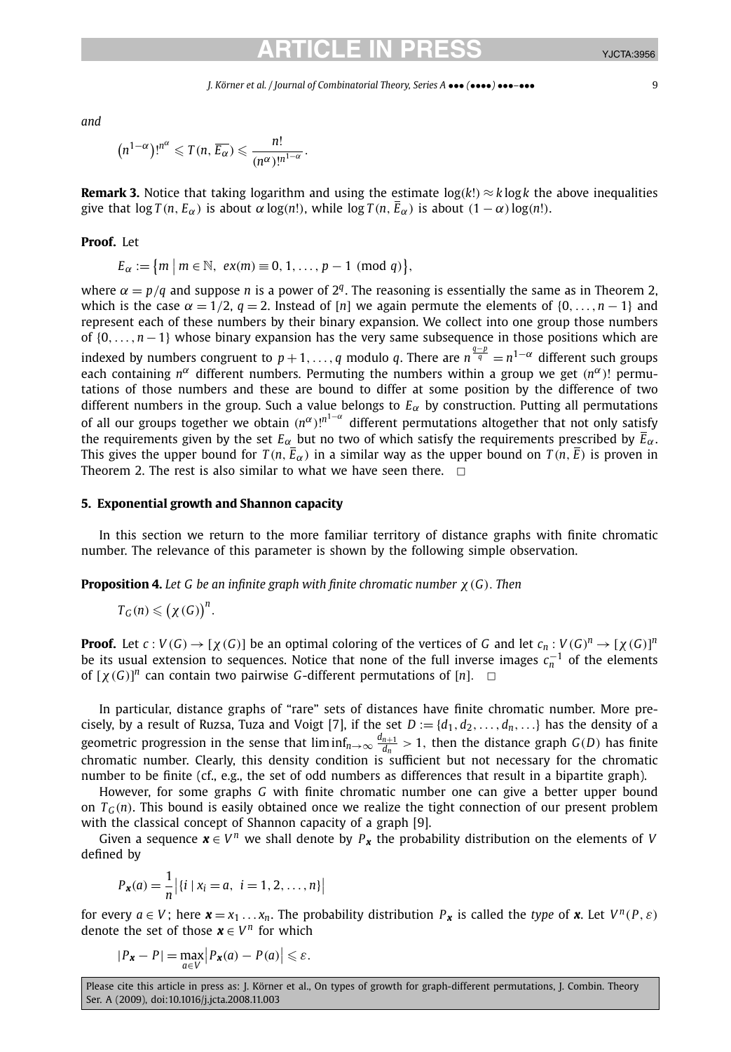*and*

$$\left(n^{1-\alpha}\right)!^{n^{\alpha}} \leqslant T(n, \overline{E_\alpha}) \leqslant \frac{n!}{(n^{\alpha})!^{n^{1-\alpha}}}.$$

**Remark 3.** Notice that taking logarithm and using the estimate $\log(k!) \approx k \log k$ the above inequalities give that $\log T(n, E_\alpha)$ is about $\alpha \log(n!)$, while $\log T(n, \overline{E}_\alpha)$ is about $(1-\alpha)\log(n!)$.

**Proof.** Let

$$E_\alpha := \left\{ m \mid m \in \mathbb{N},\ ex(m) \equiv 0, 1, \ldots, p-1 \pmod{q} \right\},$$

where $\alpha = p/q$ and suppose $n$ is a power of $2^q$. The reasoning is essentially the same as in Theorem 2, which is the case $\alpha = 1/2$, $q = 2$. Instead of $[n]$ we again permute the elements of $\{0, \ldots, n-1\}$ and represent each of these numbers by their binary expansion. We collect into one group those numbers of $\{0, \ldots, n-1\}$ whose binary expansion has the very same subsequence in those positions which are indexed by numbers congruent to $p+1, \ldots, q$ modulo $q$. There are $n^{\frac{q-p}{q}} = n^{1-\alpha}$ different such groups each containing $n^{\alpha}$ different numbers. Permuting the numbers within a group we get $(n^{\alpha})!$ permutations of those numbers and these are bound to differ at some position by the difference of two different numbers in the group. Such a value belongs to $E_\alpha$ by construction. Putting all permutations of all our groups together we obtain $(n^{\alpha})!^{n^{1-\alpha}}$ different permutations altogether that not only satisfy the requirements given by the set $E_\alpha$ but no two of which satisfy the requirements prescribed by $\overline{E}_\alpha$. This gives the upper bound for $T(n, \overline{E}_\alpha)$ in a similar way as the upper bound on $T(n, \overline{E})$ is proven in Theorem 2. The rest is also similar to what we have seen there. $\square$

## 5. Exponential growth and Shannon capacity

In this section we return to the more familiar territory of distance graphs with finite chromatic number. The relevance of this parameter is shown by the following simple observation.

**Proposition 4.** *Let $G$ be an infinite graph with finite chromatic number $\chi(G)$. Then*

$$T_G(n) \leqslant \left(\chi(G)\right)^n.$$

**Proof.** Let $c : V(G) \to [\chi(G)]$ be an optimal coloring of the vertices of $G$ and let $c_n : V(G)^n \to [\chi(G)]^n$ be its usual extension to sequences. Notice that none of the full inverse images $c_n^{-1}$ of the elements of $[\chi(G)]^n$ can contain two pairwise $G$-different permutations of $[n]$. $\square$

In particular, distance graphs of "rare" sets of distances have finite chromatic number. More precisely, by a result of Ruzsa, Tuza and Voigt [7], if the set $D := \{d_1, d_2, \ldots, d_n, \ldots\}$ has the density of a geometric progression in the sense that $\liminf_{n\to\infty} \frac{d_{n+1}}{d_n} > 1$, then the distance graph $G(D)$ has finite chromatic number. Clearly, this density condition is sufficient but not necessary for the chromatic number to be finite (cf., e.g., the set of odd numbers as differences that result in a bipartite graph).

However, for some graphs $G$ with finite chromatic number one can give a better upper bound on $T_G(n)$. This bound is easily obtained once we realize the tight connection of our present problem with the classical concept of Shannon capacity of a graph [9].

Given a sequence $\boldsymbol{x} \in V^n$ we shall denote by $P_{\boldsymbol{x}}$ the probability distribution on the elements of $V$ defined by

$$P_{\boldsymbol{x}}(a) = \frac{1}{n}\left|\{i \mid x_i = a,\ i = 1, 2, \ldots, n\}\right|$$

for every $a \in V$; here $\boldsymbol{x} = x_1 \ldots x_n$. The probability distribution $P_{\boldsymbol{x}}$ is called the *type* of $\boldsymbol{x}$. Let $V^n(P, \varepsilon)$ denote the set of those $\boldsymbol{x} \in V^n$ for which

$$|P_{\boldsymbol{x}} - P| = \max_{a \in V}\left|P_{\boldsymbol{x}}(a) - P(a)\right| \leqslant \varepsilon.$$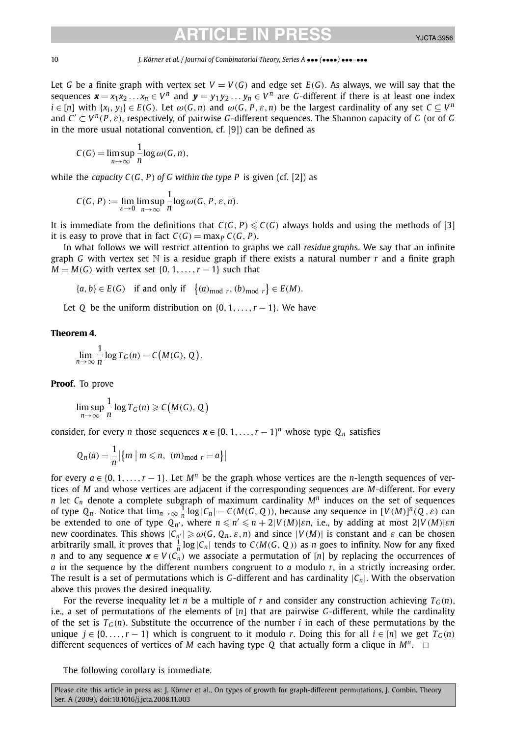Let $G$ be a finite graph with vertex set $V = V(G)$ and edge set $E(G)$. As always, we will say that the sequences $\boldsymbol{x} = x_1x_2 \ldots x_n \in V^n$ and $\boldsymbol{y} = y_1y_2 \ldots y_n \in V^n$ are $G$-different if there is at least one index $i \in [n]$ with $\{x_i, y_i\} \in E(G)$. Let $\omega(G, n)$ and $\omega(G, P, \varepsilon, n)$ be the largest cardinality of any set $C \subseteq V^n$ and $C' \subset V^n(P, \varepsilon)$, respectively, of pairwise $G$-different sequences. The Shannon capacity of $G$ (or of $\overline{G}$ in the more usual notational convention, cf. [9]) can be defined as

$$C(G) = \limsup_{n\to\infty} \frac{1}{n} \log \omega(G, n),$$

while the *capacity $C(G, P)$ of $G$ within the type $P$* is given (cf. [2]) as

$$C(G, P) := \lim_{\varepsilon\to 0} \limsup_{n\to\infty} \frac{1}{n} \log \omega(G, P, \varepsilon, n).$$

It is immediate from the definitions that $C(G, P) \leqslant C(G)$ always holds and using the methods of [3] it is easy to prove that in fact $C(G) = \max_P C(G, P)$.

In what follows we will restrict attention to graphs we call *residue graph*s. We say that an infinite graph $G$ with vertex set $\mathbb{N}$ is a residue graph if there exists a natural number $r$ and a finite graph $M = M(G)$ with vertex set $\{0, 1, \ldots, r-1\}$ such that

$$\{a, b\} \in E(G) \quad \text{if and only if} \quad \{(a)_{\text{mod } r}, (b)_{\text{mod } r}\} \in E(M).$$

Let $Q$ be the uniform distribution on $\{0, 1, \ldots, r-1\}$. We have

**Theorem 4.**

$$\lim_{n\to\infty} \frac{1}{n} \log T_G(n) = C\big(M(G), Q\big).$$

**Proof.** To prove

$$\limsup_{n\to\infty} \frac{1}{n} \log T_G(n) \geqslant C\big(M(G), Q\big)$$

consider, for every $n$ those sequences $\boldsymbol{x} \in \{0, 1, \ldots, r-1\}^n$ whose type $Q_n$ satisfies

$$Q_n(a) = \frac{1}{n}\big|\big\{m \bigm| m \leqslant n,\ (m)_{\text{mod } r} = a\big\}\big|$$

for every $a \in \{0, 1, \ldots, r-1\}$. Let $M^n$ be the graph whose vertices are the $n$-length sequences of vertices of $M$ and whose vertices are adjacent if the corresponding sequences are $M$-different. For every $n$ let $C_n$ denote a complete subgraph of maximum cardinality $M^n$ induces on the set of sequences of type $Q_n$. Notice that $\lim_{n\to\infty} \frac{1}{n} \log |C_n| = C(M(G, Q))$, because any sequence in $[V(M)]^n(Q, \varepsilon)$ can be extended to one of type $Q_{n'}$, where $n \leqslant n' \leqslant n + 2|V(M)|\varepsilon n$, i.e., by adding at most $2|V(M)|\varepsilon n$ new coordinates. This shows $|C_{n'}| \geqslant \omega(G, Q_n, \varepsilon, n)$ and since $|V(M)|$ is constant and $\varepsilon$ can be chosen arbitrarily small, it proves that $\frac{1}{n} \log |C_n|$ tends to $C(M(G, Q))$ as $n$ goes to infinity. Now for any fixed $n$ and to any sequence $\boldsymbol{x} \in V(C_n)$ we associate a permutation of $[n]$ by replacing the occurrences of $a$ in the sequence by the different numbers congruent to $a$ modulo $r$, in a strictly increasing order. The result is a set of permutations which is $G$-different and has cardinality $|C_n|$. With the observation above this proves the desired inequality.

For the reverse inequality let $n$ be a multiple of $r$ and consider any construction achieving $T_G(n)$, i.e., a set of permutations of the elements of $[n]$ that are pairwise $G$-different, while the cardinality of the set is $T_G(n)$. Substitute the occurrence of the number $i$ in each of these permutations by the unique $j \in \{0, \ldots, r-1\}$ which is congruent to it modulo $r$. Doing this for all $i \in [n]$ we get $T_G(n)$ different sequences of vertices of $M$ each having type $Q$ that actually form a clique in $M^n$. $\square$

The following corollary is immediate.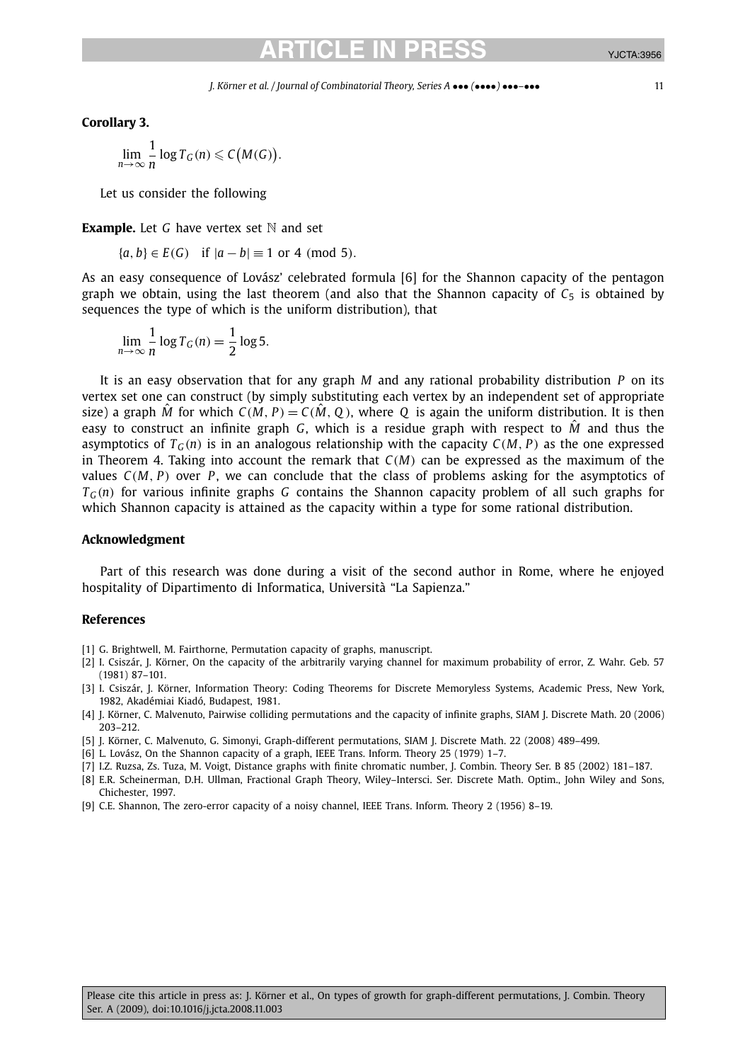**Corollary 3.**

$$\lim_{n\to\infty} \frac{1}{n} \log T_G(n) \leqslant C\big(M(G)\big).$$

Let us consider the following

**Example.** Let $G$ have vertex set $\mathbb{N}$ and set

$$\{a, b\} \in E(G) \quad \text{if } |a - b| \equiv 1 \text{ or } 4 \pmod 5.$$

As an easy consequence of Lovász' celebrated formula [6] for the Shannon capacity of the pentagon graph we obtain, using the last theorem (and also that the Shannon capacity of $C_5$ is obtained by sequences the type of which is the uniform distribution), that

$$\lim_{n\to\infty} \frac{1}{n} \log T_G(n) = \frac{1}{2} \log 5.$$

It is an easy observation that for any graph $M$ and any rational probability distribution $P$ on its vertex set one can construct (by simply substituting each vertex by an independent set of appropriate size) a graph $\hat{M}$ for which $C(M, P) = C(\hat{M}, Q)$, where $Q$ is again the uniform distribution. It is then easy to construct an infinite graph $G$, which is a residue graph with respect to $\hat{M}$ and thus the asymptotics of $T_G(n)$ is in an analogous relationship with the capacity $C(M, P)$ as the one expressed in Theorem 4. Taking into account the remark that $C(M)$ can be expressed as the maximum of the values $C(M, P)$ over $P$, we can conclude that the class of problems asking for the asymptotics of $T_G(n)$ for various infinite graphs $G$ contains the Shannon capacity problem of all such graphs for which Shannon capacity is attained as the capacity within a type for some rational distribution.

## Acknowledgment

Part of this research was done during a visit of the second author in Rome, where he enjoyed hospitality of Dipartimento di Informatica, Università "La Sapienza."

## References

[1] G. Brightwell, M. Fairthorne, Permutation capacity of graphs, manuscript.

[2] I. Csiszár, J. Körner, On the capacity of the arbitrarily varying channel for maximum probability of error, Z. Wahr. Geb. 57 (1981) 87–101.

[3] I. Csiszár, J. Körner, Information Theory: Coding Theorems for Discrete Memoryless Systems, Academic Press, New York, 1982, Akadémiai Kiadó, Budapest, 1981.

[4] J. Körner, C. Malvenuto, Pairwise colliding permutations and the capacity of infinite graphs, SIAM J. Discrete Math. 20 (2006) 203–212.

[5] J. Körner, C. Malvenuto, G. Simonyi, Graph-different permutations, SIAM J. Discrete Math. 22 (2008) 489–499.

[6] L. Lovász, On the Shannon capacity of a graph, IEEE Trans. Inform. Theory 25 (1979) 1–7.

[7] I.Z. Ruzsa, Zs. Tuza, M. Voigt, Distance graphs with finite chromatic number, J. Combin. Theory Ser. B 85 (2002) 181–187.

[8] E.R. Scheinerman, D.H. Ullman, Fractional Graph Theory, Wiley–Intersci. Ser. Discrete Math. Optim., John Wiley and Sons, Chichester, 1997.

[9] C.E. Shannon, The zero-error capacity of a noisy channel, IEEE Trans. Inform. Theory 2 (1956) 8–19.